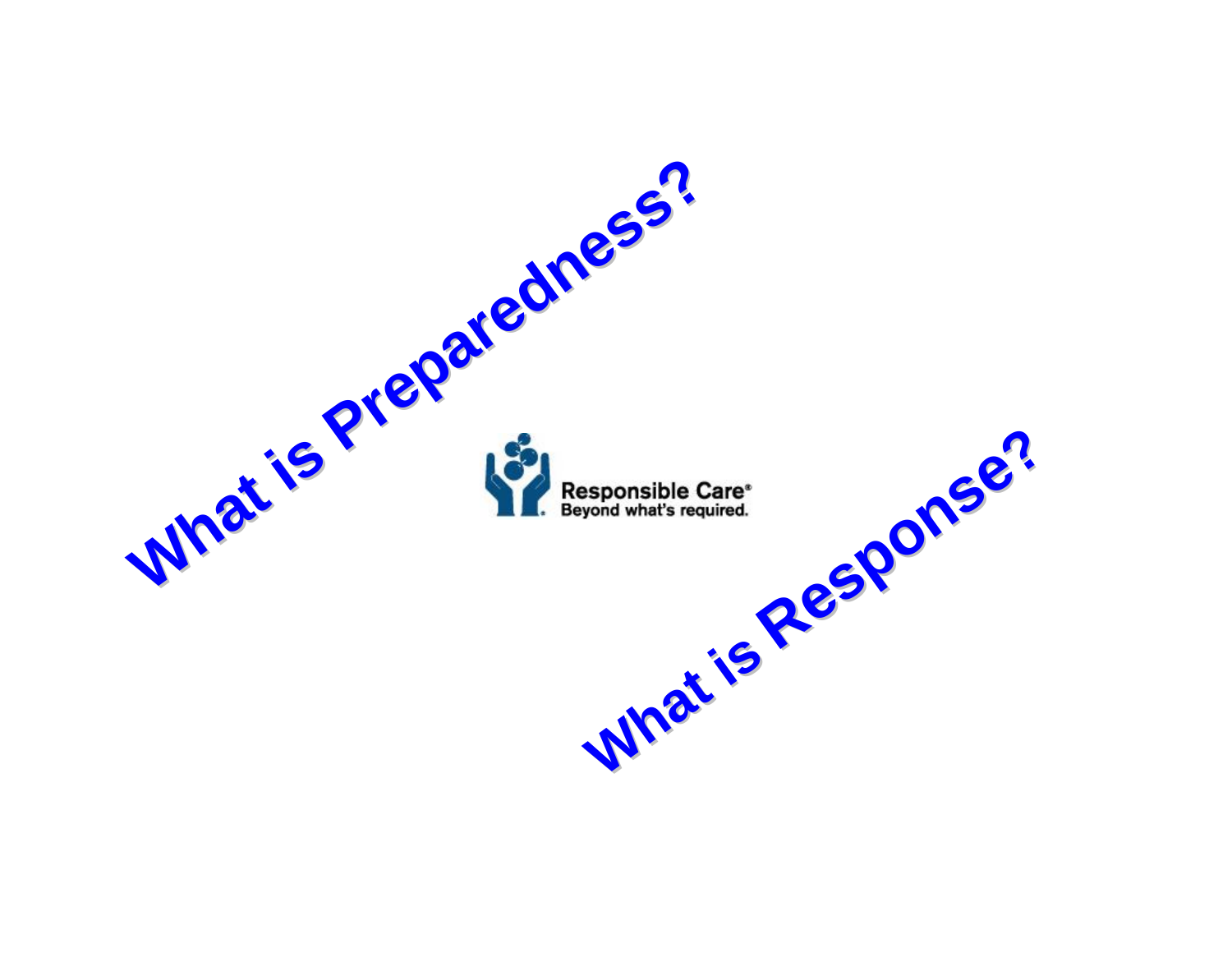# What is Preparedness?

Responsible Care®
Beyond what's required.

# What is Response?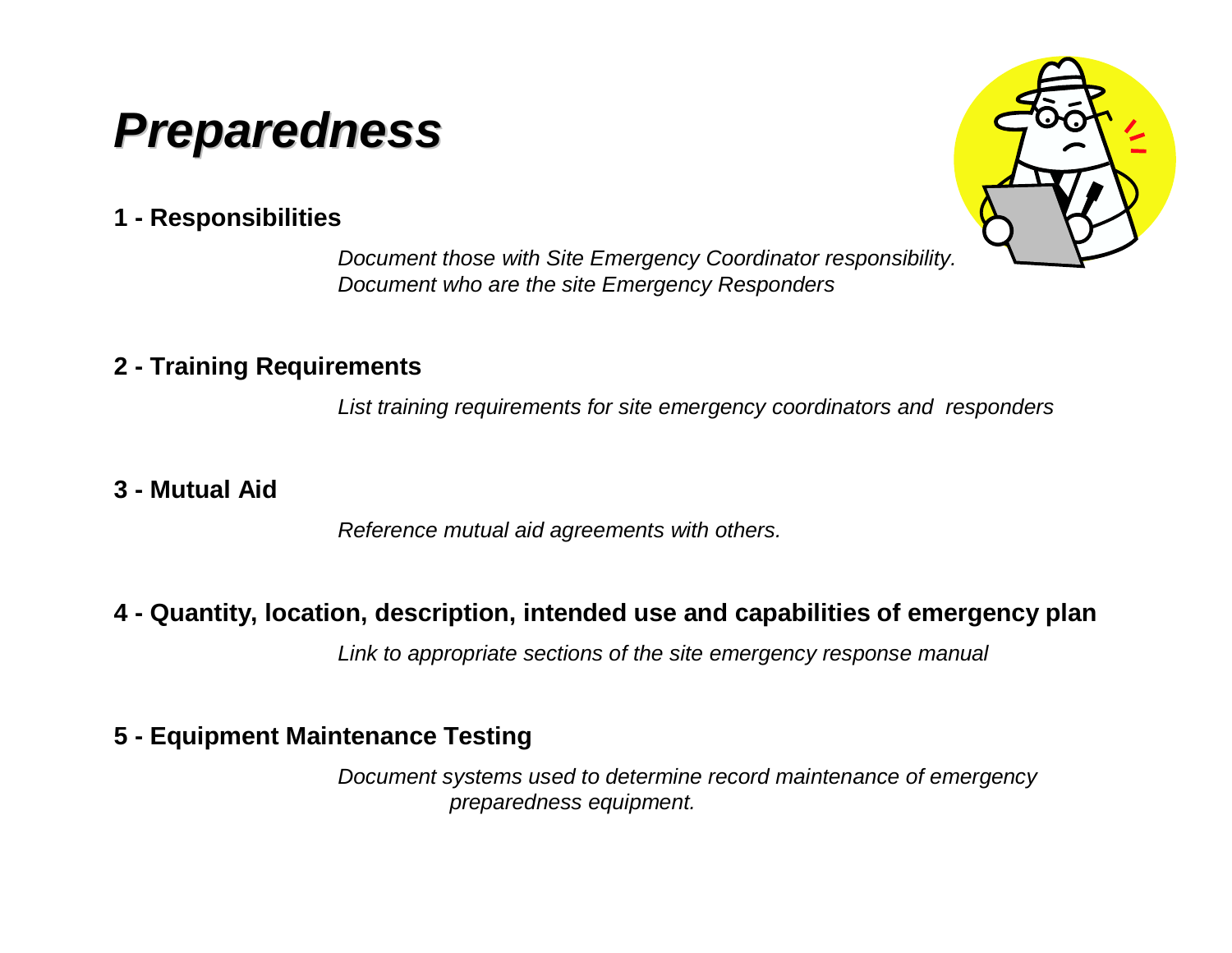# *Preparedness*

**1 - Responsibilities**

*Document those with Site Emergency Coordinator responsibility.*
*Document who are the site Emergency Responders*

**2 - Training Requirements**

*List training requirements for site emergency coordinators and responders*

**3 - Mutual Aid**

*Reference mutual aid agreements with others.*

**4 - Quantity, location, description, intended use and capabilities of emergency plan**

*Link to appropriate sections of the site emergency response manual*

**5 - Equipment Maintenance Testing**

*Document systems used to determine record maintenance of emergency preparedness equipment.*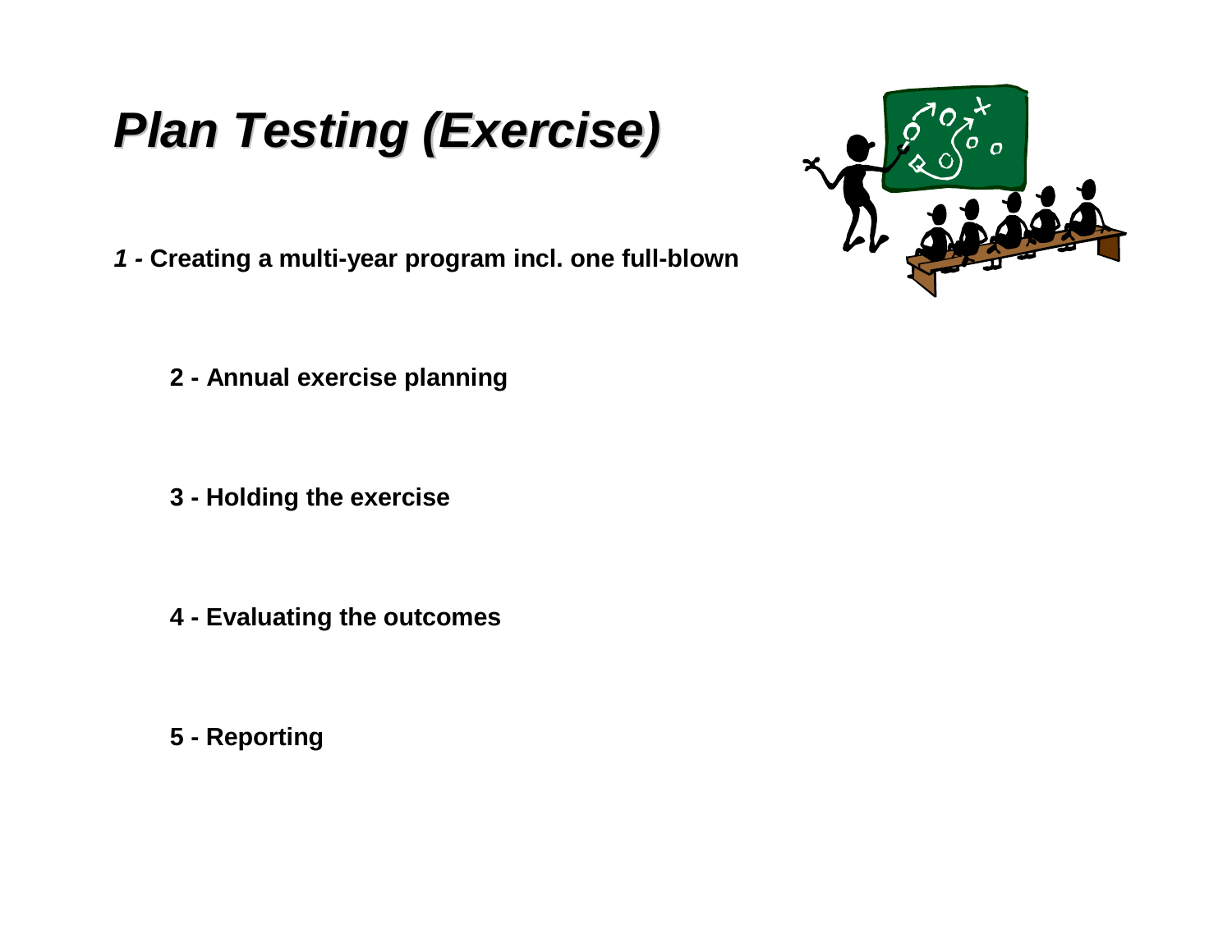# *Plan Testing (Exercise)*

*1 -* **Creating a multi-year program incl. one full-blown**

**2 - Annual exercise planning**

**3 - Holding the exercise**

**4 - Evaluating the outcomes**

**5 - Reporting**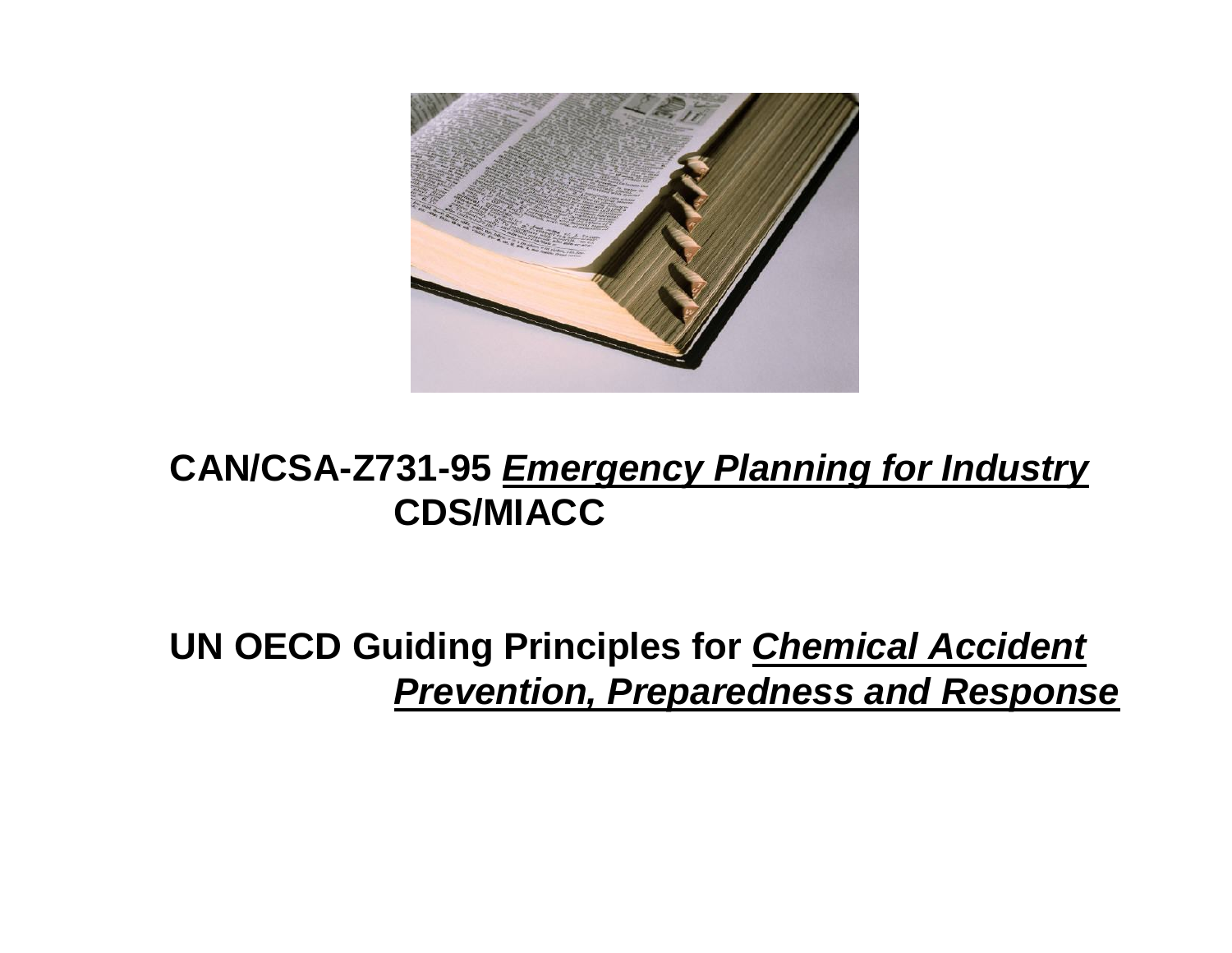**CAN/CSA-Z731-95 *Emergency Planning for Industry***
**CDS/MIACC**

**UN OECD Guiding Principles for *Chemical Accident Prevention, Preparedness and Response***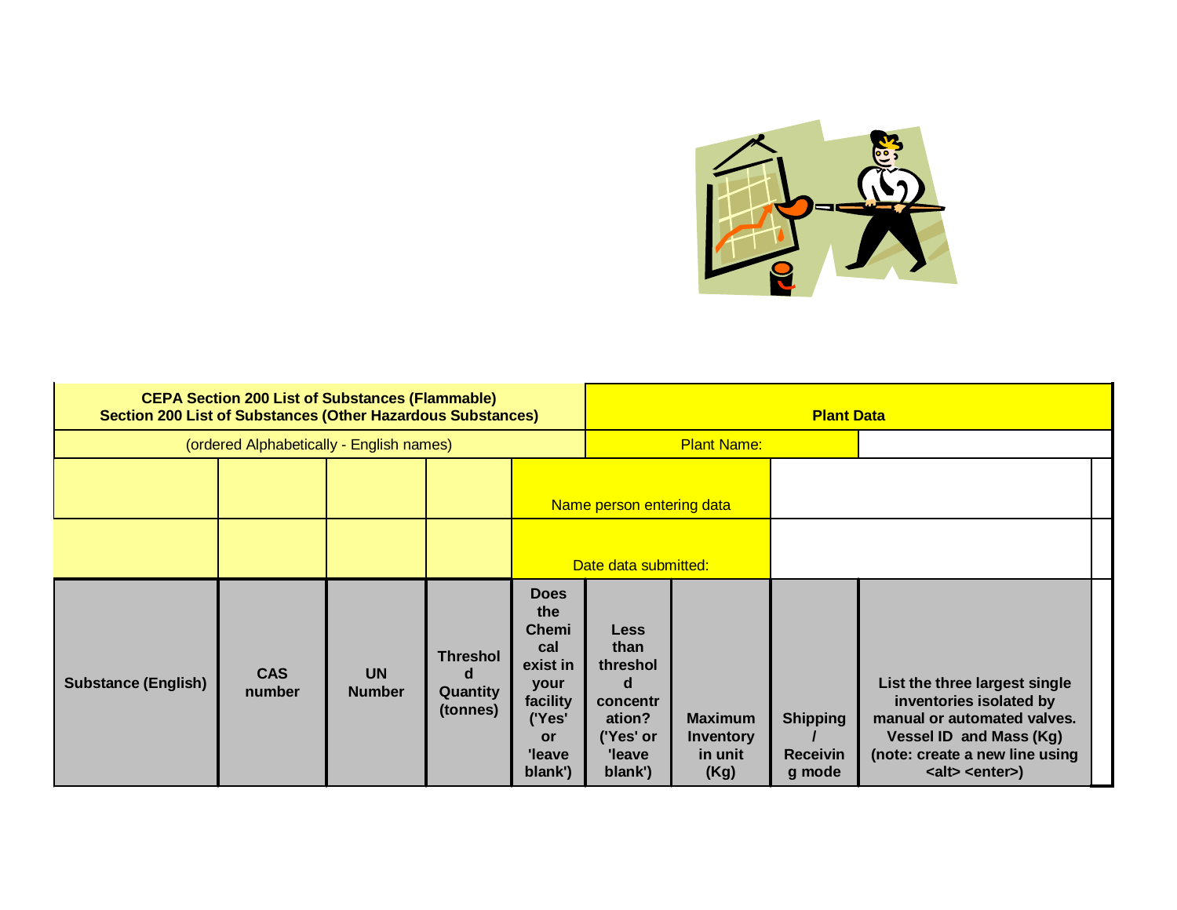| CEPA Section 200 List of Substances (Flammable)<br>Section 200 List of Substances (Other Hazardous Substances) | | | | | Plant Data | | | |
|---|---|---|---|---|---|---|---|---|
| (ordered Alphabetically - English names) | | | | | Plant Name: | | | |
| | | | | Name person entering data | | | | |
| | | | | Date data submitted: | | | | |
| **Substance (English)** | **CAS number** | **UN Number** | **Threshold Quantity (tonnes)** | **Does the Chemical exist in your facility ('Yes' or 'leave blank')** | **Less than threshold concentration? ('Yes' or 'leave blank')** | **Maximum Inventory in unit (Kg)** | **Shipping / Receiving mode** | **List the three largest single inventories isolated by manual or automated valves. Vessel ID and Mass (Kg) (note: create a new line using <alt> <enter>)** |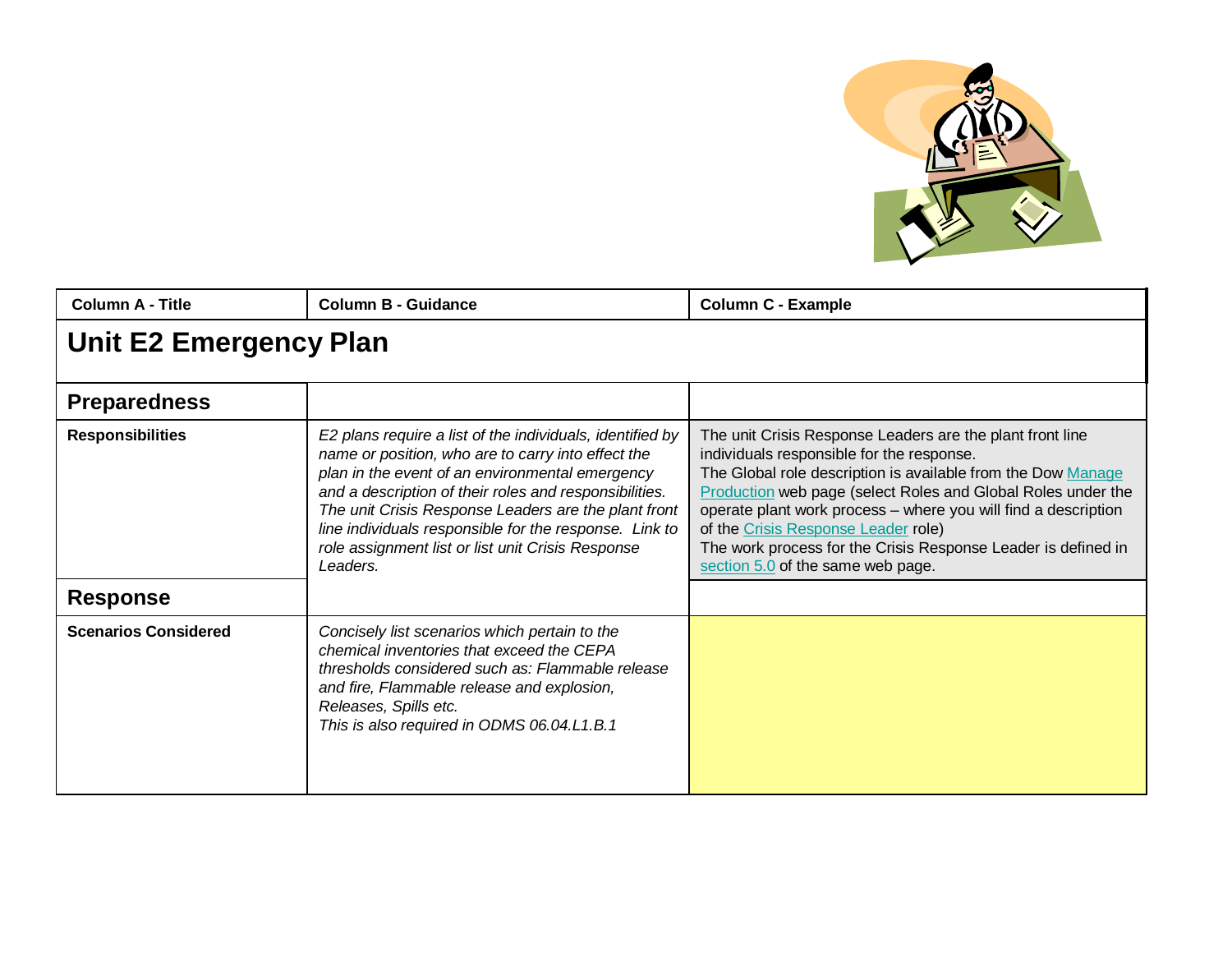| Column A - Title | Column B - Guidance | Column C - Example |
|---|---|---|
| **Unit E2 Emergency Plan** | | |
| **Preparedness** | | |
| **Responsibilities** | *E2 plans require a list of the individuals, identified by name or position, who are to carry into effect the plan in the event of an environmental emergency and a description of their roles and responsibilities. The unit Crisis Response Leaders are the plant front line individuals responsible for the response. Link to role assignment list or list unit Crisis Response Leaders.* | The unit Crisis Response Leaders are the plant front line individuals responsible for the response. The Global role description is available from the Dow Manage Production web page (select Roles and Global Roles under the operate plant work process – where you will find a description of the Crisis Response Leader role) The work process for the Crisis Response Leader is defined in section 5.0 of the same web page. |
| **Response** | | |
| **Scenarios Considered** | *Concisely list scenarios which pertain to the chemical inventories that exceed the CEPA thresholds considered such as: Flammable release and fire, Flammable release and explosion, Releases, Spills etc. This is also required in ODMS 06.04.L1.B.1* | |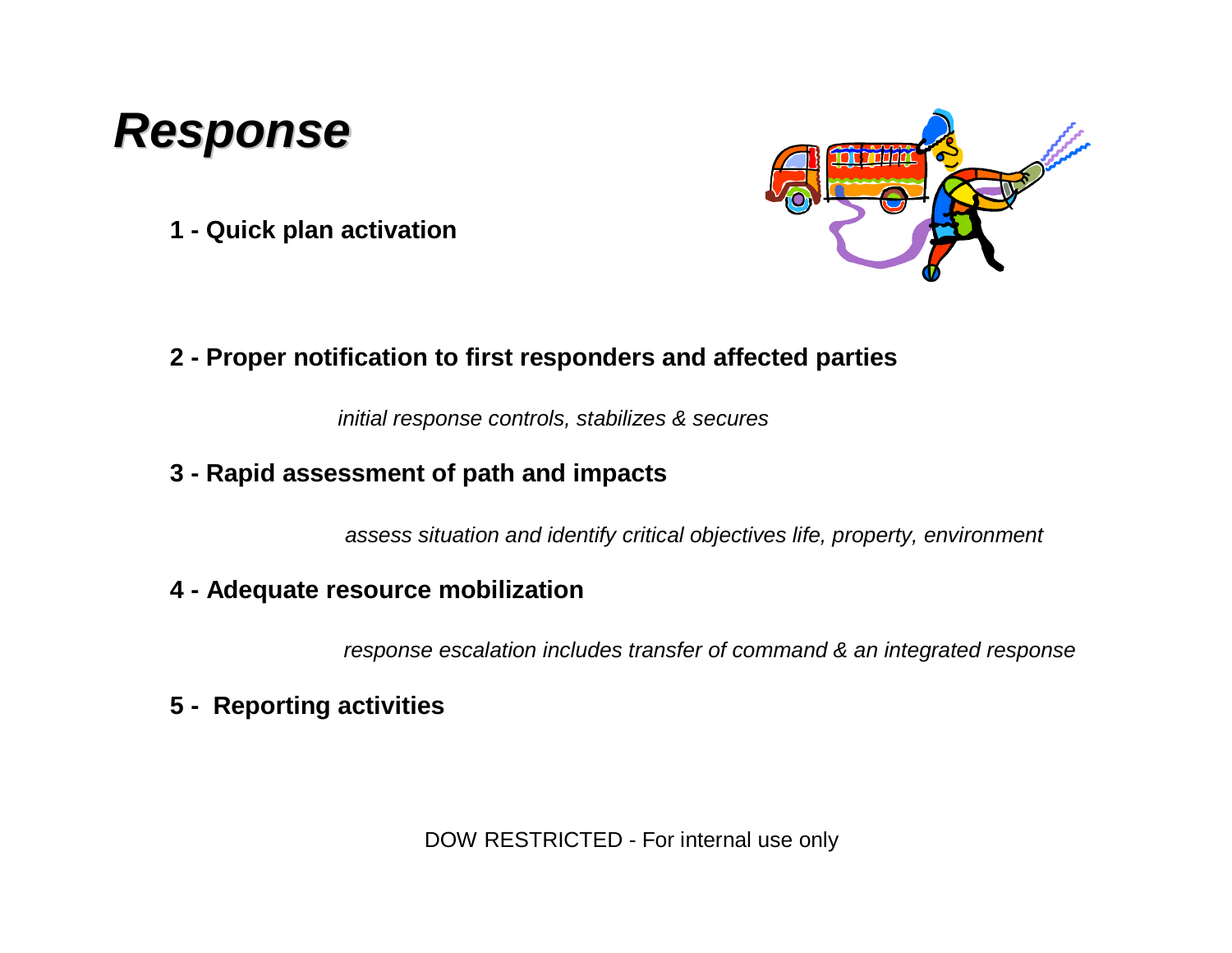# *Response*

**1 - Quick plan activation**

**2 - Proper notification to first responders and affected parties**

*initial response controls, stabilizes & secures*

**3 - Rapid assessment of path and impacts**

*assess situation and identify critical objectives life, property, environment*

**4 - Adequate resource mobilization**

*response escalation includes transfer of command & an integrated response*

**5 - Reporting activities**

DOW RESTRICTED - For internal use only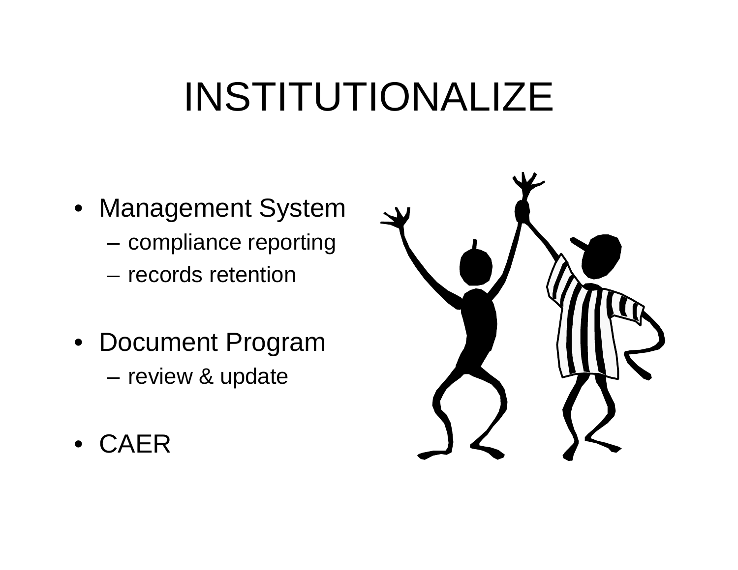# INSTITUTIONALIZE

- Management System
  - compliance reporting
  - records retention
- Document Program
  - review & update
- CAER